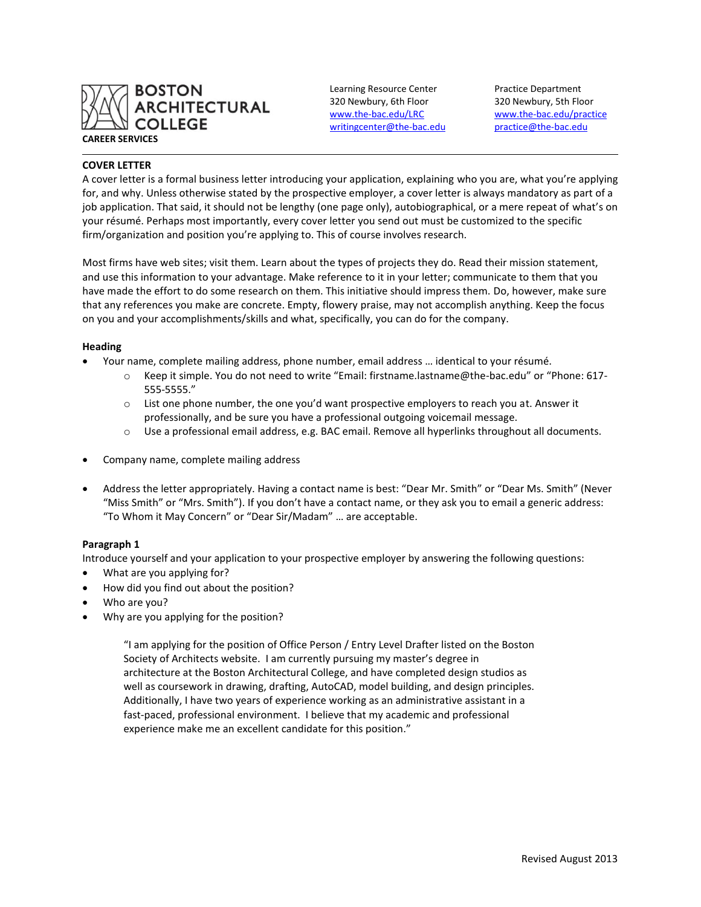**BOSTON ARCHITECTURAL COLLEGE**

**CAREER SERVICES**

Learning Resource Center
320 Newbury, 6th Floor
www.the-bac.edu/LRC
writingcenter@the-bac.edu

Practice Department
320 Newbury, 5th Floor
www.the-bac.edu/practice
practice@the-bac.edu

---

## COVER LETTER

A cover letter is a formal business letter introducing your application, explaining who you are, what you're applying for, and why. Unless otherwise stated by the prospective employer, a cover letter is always mandatory as part of a job application. That said, it should not be lengthy (one page only), autobiographical, or a mere repeat of what's on your résumé. Perhaps most importantly, every cover letter you send out must be customized to the specific firm/organization and position you're applying to. This of course involves research.

Most firms have web sites; visit them. Learn about the types of projects they do. Read their mission statement, and use this information to your advantage. Make reference to it in your letter; communicate to them that you have made the effort to do some research on them. This initiative should impress them. Do, however, make sure that any references you make are concrete. Empty, flowery praise, may not accomplish anything. Keep the focus on you and your accomplishments/skills and what, specifically, you can do for the company.

### Heading

- Your name, complete mailing address, phone number, email address … identical to your résumé.
    - Keep it simple. You do not need to write "Email: firstname.lastname@the-bac.edu" or "Phone: 617-555-5555."
    - List one phone number, the one you'd want prospective employers to reach you at. Answer it professionally, and be sure you have a professional outgoing voicemail message.
    - Use a professional email address, e.g. BAC email. Remove all hyperlinks throughout all documents.

- Company name, complete mailing address

- Address the letter appropriately. Having a contact name is best: "Dear Mr. Smith" or "Dear Ms. Smith" (Never "Miss Smith" or "Mrs. Smith"). If you don't have a contact name, or they ask you to email a generic address: "To Whom it May Concern" or "Dear Sir/Madam" … are acceptable.

### Paragraph 1

Introduce yourself and your application to your prospective employer by answering the following questions:

- What are you applying for?
- How did you find out about the position?
- Who are you?
- Why are you applying for the position?

> "I am applying for the position of Office Person / Entry Level Drafter listed on the Boston Society of Architects website. I am currently pursuing my master's degree in architecture at the Boston Architectural College, and have completed design studios as well as coursework in drawing, drafting, AutoCAD, model building, and design principles. Additionally, I have two years of experience working as an administrative assistant in a fast-paced, professional environment. I believe that my academic and professional experience make me an excellent candidate for this position."

Revised August 2013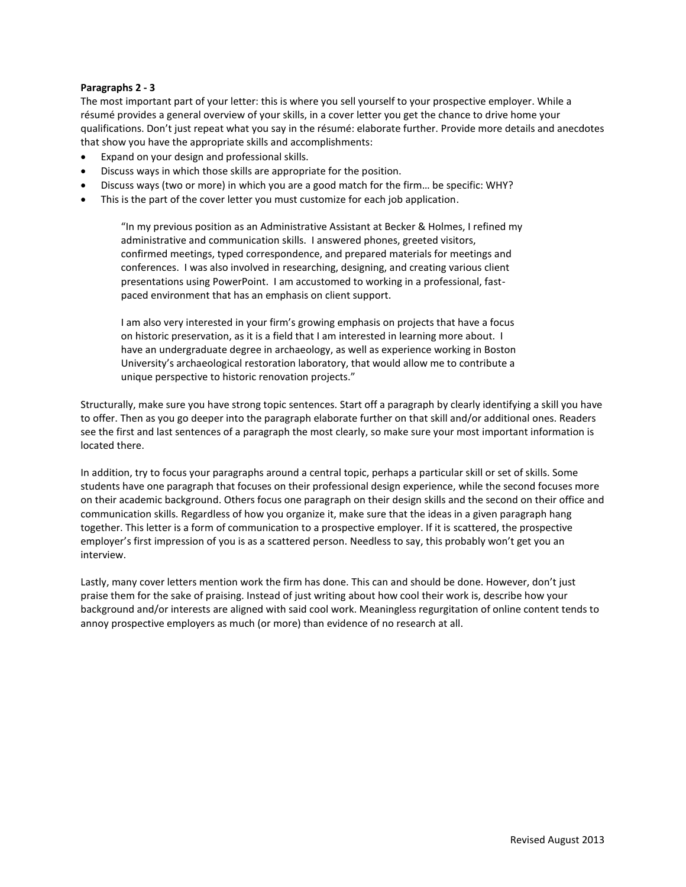**Paragraphs 2 - 3**

The most important part of your letter: this is where you sell yourself to your prospective employer. While a résumé provides a general overview of your skills, in a cover letter you get the chance to drive home your qualifications. Don't just repeat what you say in the résumé: elaborate further. Provide more details and anecdotes that show you have the appropriate skills and accomplishments:

- Expand on your design and professional skills.
- Discuss ways in which those skills are appropriate for the position.
- Discuss ways (two or more) in which you are a good match for the firm… be specific: WHY?
- This is the part of the cover letter you must customize for each job application.

> "In my previous position as an Administrative Assistant at Becker & Holmes, I refined my administrative and communication skills. I answered phones, greeted visitors, confirmed meetings, typed correspondence, and prepared materials for meetings and conferences. I was also involved in researching, designing, and creating various client presentations using PowerPoint. I am accustomed to working in a professional, fast-paced environment that has an emphasis on client support.
>
> I am also very interested in your firm's growing emphasis on projects that have a focus on historic preservation, as it is a field that I am interested in learning more about. I have an undergraduate degree in archaeology, as well as experience working in Boston University's archaeological restoration laboratory, that would allow me to contribute a unique perspective to historic renovation projects."

Structurally, make sure you have strong topic sentences. Start off a paragraph by clearly identifying a skill you have to offer. Then as you go deeper into the paragraph elaborate further on that skill and/or additional ones. Readers see the first and last sentences of a paragraph the most clearly, so make sure your most important information is located there.

In addition, try to focus your paragraphs around a central topic, perhaps a particular skill or set of skills. Some students have one paragraph that focuses on their professional design experience, while the second focuses more on their academic background. Others focus one paragraph on their design skills and the second on their office and communication skills. Regardless of how you organize it, make sure that the ideas in a given paragraph hang together. This letter is a form of communication to a prospective employer. If it is scattered, the prospective employer's first impression of you is as a scattered person. Needless to say, this probably won't get you an interview.

Lastly, many cover letters mention work the firm has done. This can and should be done. However, don't just praise them for the sake of praising. Instead of just writing about how cool their work is, describe how your background and/or interests are aligned with said cool work. Meaningless regurgitation of online content tends to annoy prospective employers as much (or more) than evidence of no research at all.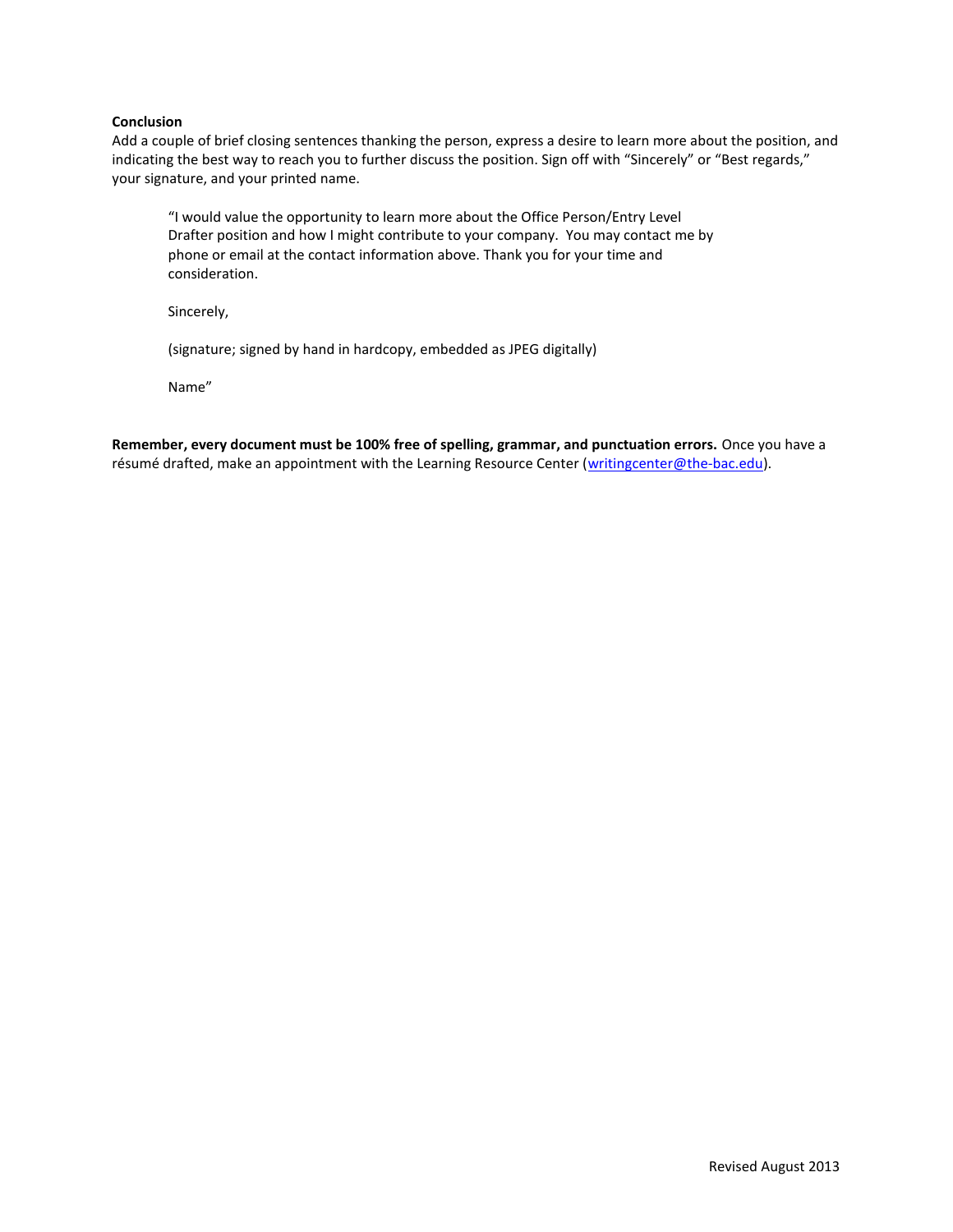**Conclusion**

Add a couple of brief closing sentences thanking the person, express a desire to learn more about the position, and indicating the best way to reach you to further discuss the position. Sign off with "Sincerely" or "Best regards," your signature, and your printed name.

> "I would value the opportunity to learn more about the Office Person/Entry Level Drafter position and how I might contribute to your company. You may contact me by phone or email at the contact information above. Thank you for your time and consideration.
>
> Sincerely,
>
> (signature; signed by hand in hardcopy, embedded as JPEG digitally)
>
> Name"

**Remember, every document must be 100% free of spelling, grammar, and punctuation errors.** Once you have a résumé drafted, make an appointment with the Learning Resource Center (writingcenter@the-bac.edu).

Revised August 2013